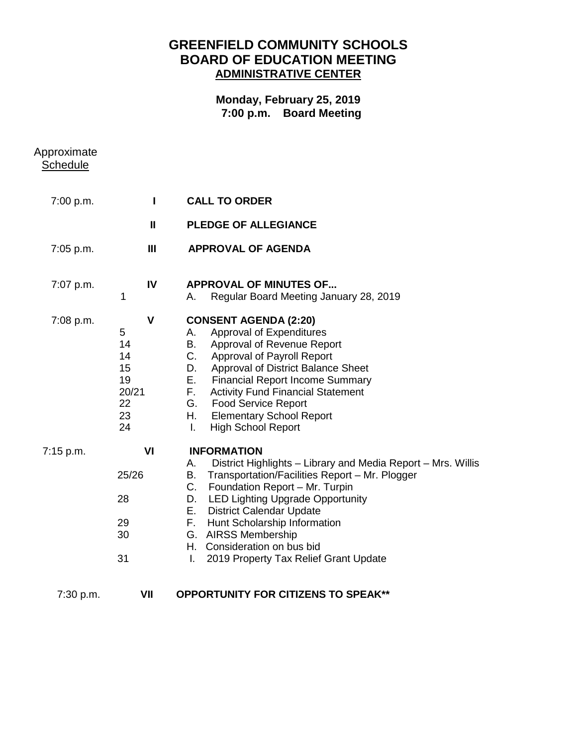# GREENFIELD COMMUNITY SCHOOLS
# BOARD OF EDUCATION MEETING
## ADMINISTRATIVE CENTER

**Monday, February 25, 2019**
**7:00 p.m. Board Meeting**

Approximate
Schedule

| Time | Page | Item | |
|---|---|---|---|
| 7:00 p.m. | | **I** | **CALL TO ORDER** |
| | | **II** | **PLEDGE OF ALLEGIANCE** |
| 7:05 p.m. | | **III** | **APPROVAL OF AGENDA** |
| 7:07 p.m. | | **IV** | **APPROVAL OF MINUTES OF...** |
| | 1 | | A. Regular Board Meeting January 28, 2019 |
| 7:08 p.m. | | **V** | **CONSENT AGENDA (2:20)** |
| | 5 | | A. Approval of Expenditures |
| | 14 | | B. Approval of Revenue Report |
| | 14 | | C. Approval of Payroll Report |
| | 15 | | D. Approval of District Balance Sheet |
| | 19 | | E. Financial Report Income Summary |
| | 20/21 | | F. Activity Fund Financial Statement |
| | 22 | | G. Food Service Report |
| | 23 | | H. Elementary School Report |
| | 24 | | I. High School Report |
| 7:15 p.m. | | **VI** | **INFORMATION** |
| | | | A. District Highlights – Library and Media Report – Mrs. Willis |
| | 25/26 | | B. Transportation/Facilities Report – Mr. Plogger |
| | | | C. Foundation Report – Mr. Turpin |
| | 28 | | D. LED Lighting Upgrade Opportunity |
| | | | E. District Calendar Update |
| | 29 | | F. Hunt Scholarship Information |
| | 30 | | G. AIRSS Membership |
| | | | H. Consideration on bus bid |
| | 31 | | I. 2019 Property Tax Relief Grant Update |
| 7:30 p.m. | | **VII** | **OPPORTUNITY FOR CITIZENS TO SPEAK**** |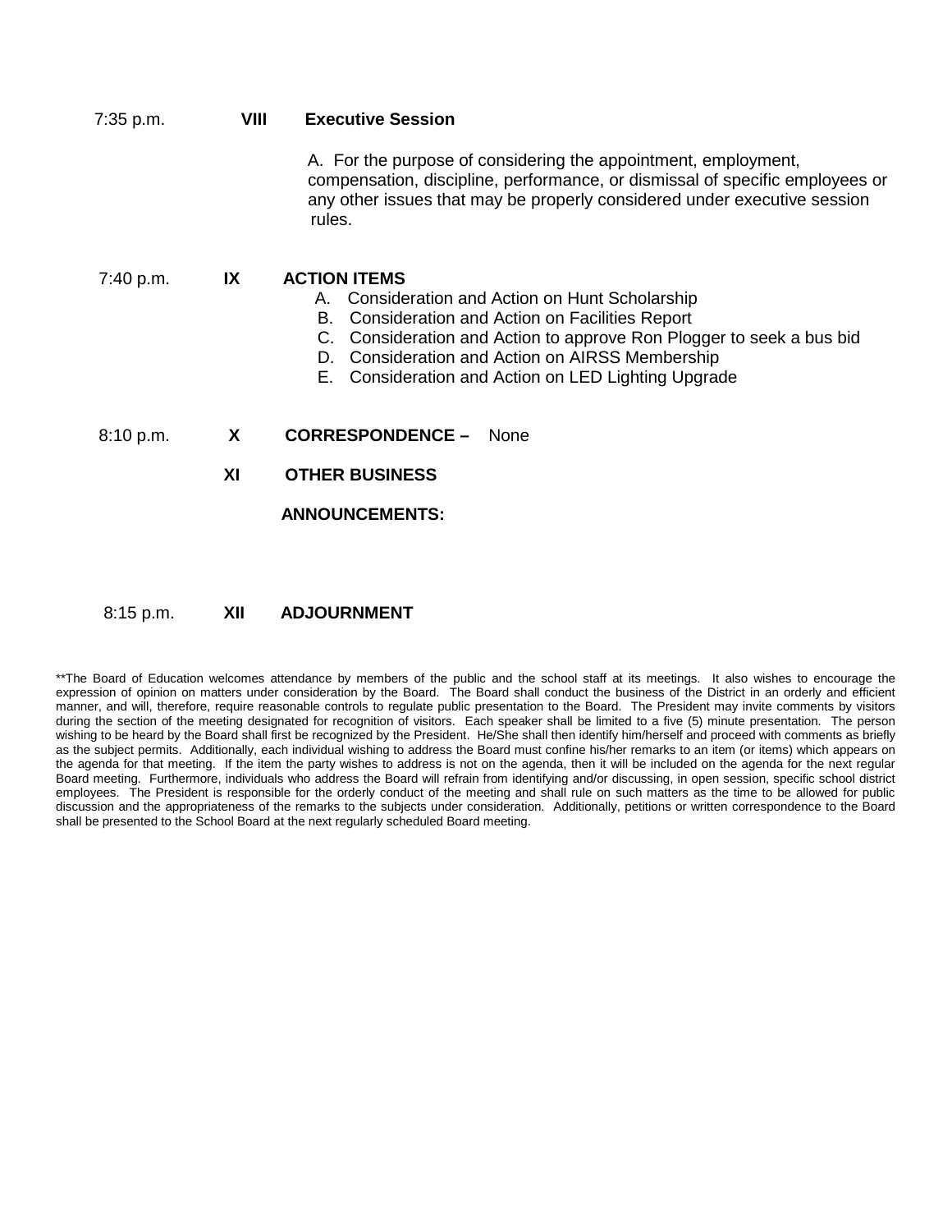7:35 p.m. **VIII Executive Session**

A. For the purpose of considering the appointment, employment, compensation, discipline, performance, or dismissal of specific employees or any other issues that may be properly considered under executive session rules.

7:40 p.m. **IX ACTION ITEMS**

A. Consideration and Action on Hunt Scholarship
B. Consideration and Action on Facilities Report
C. Consideration and Action to approve Ron Plogger to seek a bus bid
D. Consideration and Action on AIRSS Membership
E. Consideration and Action on LED Lighting Upgrade

8:10 p.m. **X CORRESPONDENCE –** None

**XI OTHER BUSINESS**

**ANNOUNCEMENTS:**

8:15 p.m. **XII ADJOURNMENT**

**The Board of Education welcomes attendance by members of the public and the school staff at its meetings. It also wishes to encourage the expression of opinion on matters under consideration by the Board. The Board shall conduct the business of the District in an orderly and efficient manner, and will, therefore, require reasonable controls to regulate public presentation to the Board. The President may invite comments by visitors during the section of the meeting designated for recognition of visitors. Each speaker shall be limited to a five (5) minute presentation. The person wishing to be heard by the Board shall first be recognized by the President. He/She shall then identify him/herself and proceed with comments as briefly as the subject permits. Additionally, each individual wishing to address the Board must confine his/her remarks to an item (or items) which appears on the agenda for that meeting. If the item the party wishes to address is not on the agenda, then it will be included on the agenda for the next regular Board meeting. Furthermore, individuals who address the Board will refrain from identifying and/or discussing, in open session, specific school district employees. The President is responsible for the orderly conduct of the meeting and shall rule on such matters as the time to be allowed for public discussion and the appropriateness of the remarks to the subjects under consideration. Additionally, petitions or written correspondence to the Board shall be presented to the School Board at the next regularly scheduled Board meeting.